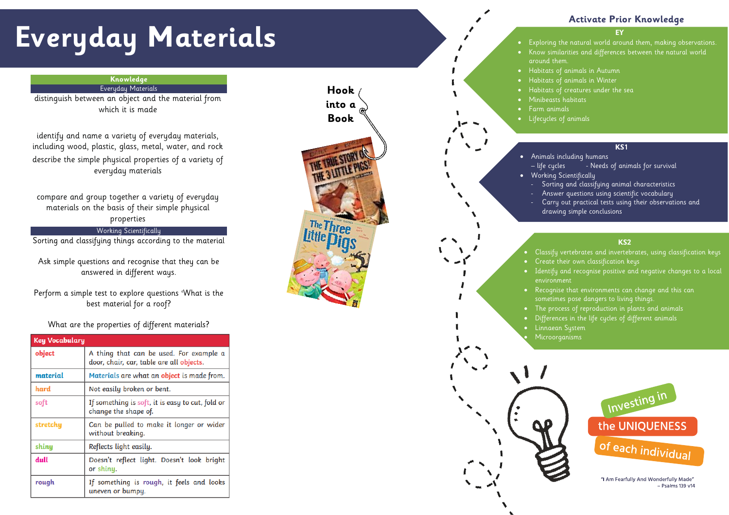# Everyday Materials

## Knowledge

### Everyday Materials

distinguish between an object and the material from which it is made

identify and name a variety of everyday materials, including wood, plastic, glass, metal, water, and rock

describe the simple physical properties of a variety of everyday materials

compare and group together a variety of everyday materials on the basis of their simple physical properties

### Working Scientifically

Sorting and classifying things according to the material

Ask simple questions and recognise that they can be answered in different ways.

Perform a simple test to explore questions 'What is the best material for a roof?

What are the properties of different materials?

| Key Vocabulary | |
|---|---|
| **object** | A thing that can be used. For example a door, chair, car, table are all objects. |
| **material** | Materials are what an object is made from. |
| **hard** | Not easily broken or bent. |
| **soft** | If something is soft, it is easy to cut, fold or change the shape of. |
| **stretchy** | Can be pulled to make it longer or wider without breaking. |
| **shiny** | Reflects light easily. |
| **dull** | Doesn't reflect light. Doesn't look bright or shiny. |
| **rough** | If something is rough, it feels and looks uneven or bumpy. |

## Hook into a Book

## Activate Prior Knowledge

### EY

- Exploring the natural world around them, making observations.
- Know similarities and differences between the natural world around them.
- Habitats of animals in Autumn
- Habitats of animals in Winter
- Habitats of creatures under the sea
- Minibeasts habitats
- Farm animals
- Lifecycles of animals

### KS1

- Animals including humans
  – life cycles - Needs of animals for survival
- Working Scientifically
  - Sorting and classifying animal characteristics
  - Answer questions using scientific vocabulary
  - Carry out practical tests using their observations and drawing simple conclusions

### KS2

- Classify vertebrates and invertebrates, using classification keys
- Create their own classification keys
- Identify and recognise positive and negative changes to a local environment
- Recognise that environments can change and this can sometimes pose dangers to living things.
- The process of reproduction in plants and animals
- Differences in the life cycles of different animals
- Linnaean System
- Microorganisms

Investing in the UNIQUENESS of each individual

"I Am Fearfully And Wonderfully Made" – Psalms 139 v14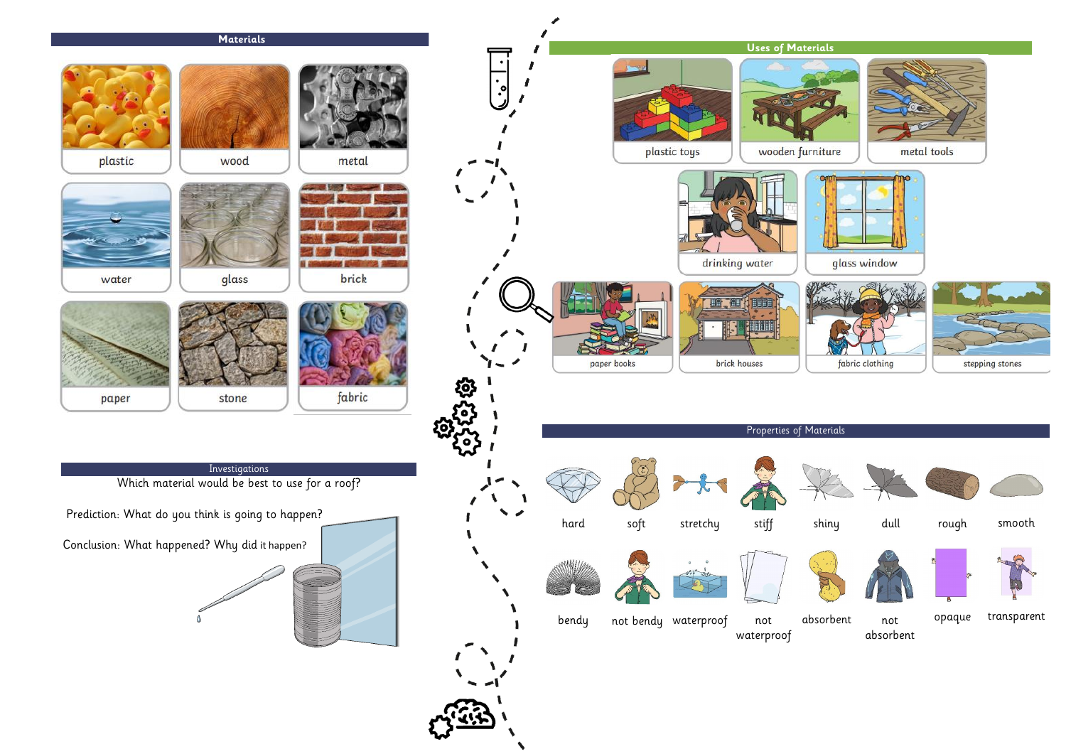## Materials

plastic

wood

metal

water

glass

brick

paper

stone

fabric

## Investigations

Which material would be best to use for a roof?

Prediction: What do you think is going to happen?

Conclusion: What happened? Why did it happen?

## Uses of Materials

plastic toys

wooden furniture

metal tools

drinking water

glass window

paper books

brick houses

fabric clothing

stepping stones

## Properties of Materials

hard

soft

stretchy

stiff

shiny

dull

rough

smooth

bendy

not bendy

waterproof

not waterproof

absorbent

not absorbent

opaque

transparent